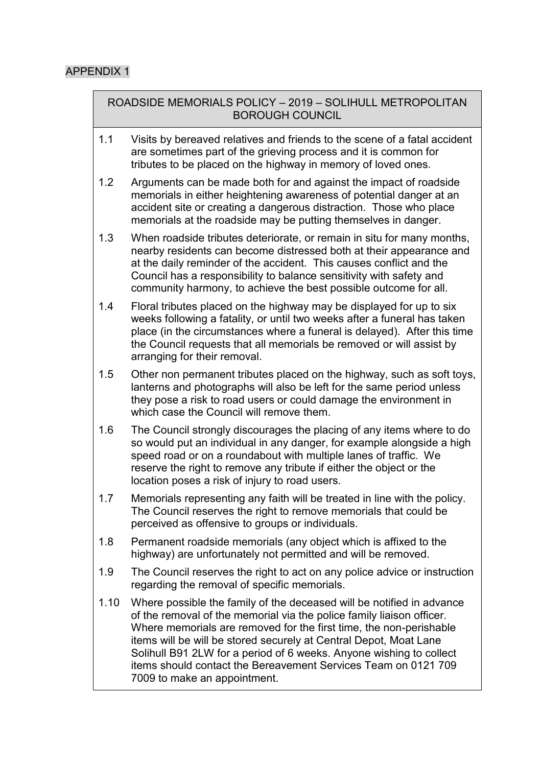APPENDIX 1

## ROADSIDE MEMORIALS POLICY – 2019 – SOLIHULL METROPOLITAN BOROUGH COUNCIL

1.1 Visits by bereaved relatives and friends to the scene of a fatal accident are sometimes part of the grieving process and it is common for tributes to be placed on the highway in memory of loved ones.

1.2 Arguments can be made both for and against the impact of roadside memorials in either heightening awareness of potential danger at an accident site or creating a dangerous distraction. Those who place memorials at the roadside may be putting themselves in danger.

1.3 When roadside tributes deteriorate, or remain in situ for many months, nearby residents can become distressed both at their appearance and at the daily reminder of the accident. This causes conflict and the Council has a responsibility to balance sensitivity with safety and community harmony, to achieve the best possible outcome for all.

1.4 Floral tributes placed on the highway may be displayed for up to six weeks following a fatality, or until two weeks after a funeral has taken place (in the circumstances where a funeral is delayed). After this time the Council requests that all memorials be removed or will assist by arranging for their removal.

1.5 Other non permanent tributes placed on the highway, such as soft toys, lanterns and photographs will also be left for the same period unless they pose a risk to road users or could damage the environment in which case the Council will remove them.

1.6 The Council strongly discourages the placing of any items where to do so would put an individual in any danger, for example alongside a high speed road or on a roundabout with multiple lanes of traffic. We reserve the right to remove any tribute if either the object or the location poses a risk of injury to road users.

1.7 Memorials representing any faith will be treated in line with the policy. The Council reserves the right to remove memorials that could be perceived as offensive to groups or individuals.

1.8 Permanent roadside memorials (any object which is affixed to the highway) are unfortunately not permitted and will be removed.

1.9 The Council reserves the right to act on any police advice or instruction regarding the removal of specific memorials.

1.10 Where possible the family of the deceased will be notified in advance of the removal of the memorial via the police family liaison officer. Where memorials are removed for the first time, the non-perishable items will be will be stored securely at Central Depot, Moat Lane Solihull B91 2LW for a period of 6 weeks. Anyone wishing to collect items should contact the Bereavement Services Team on 0121 709 7009 to make an appointment.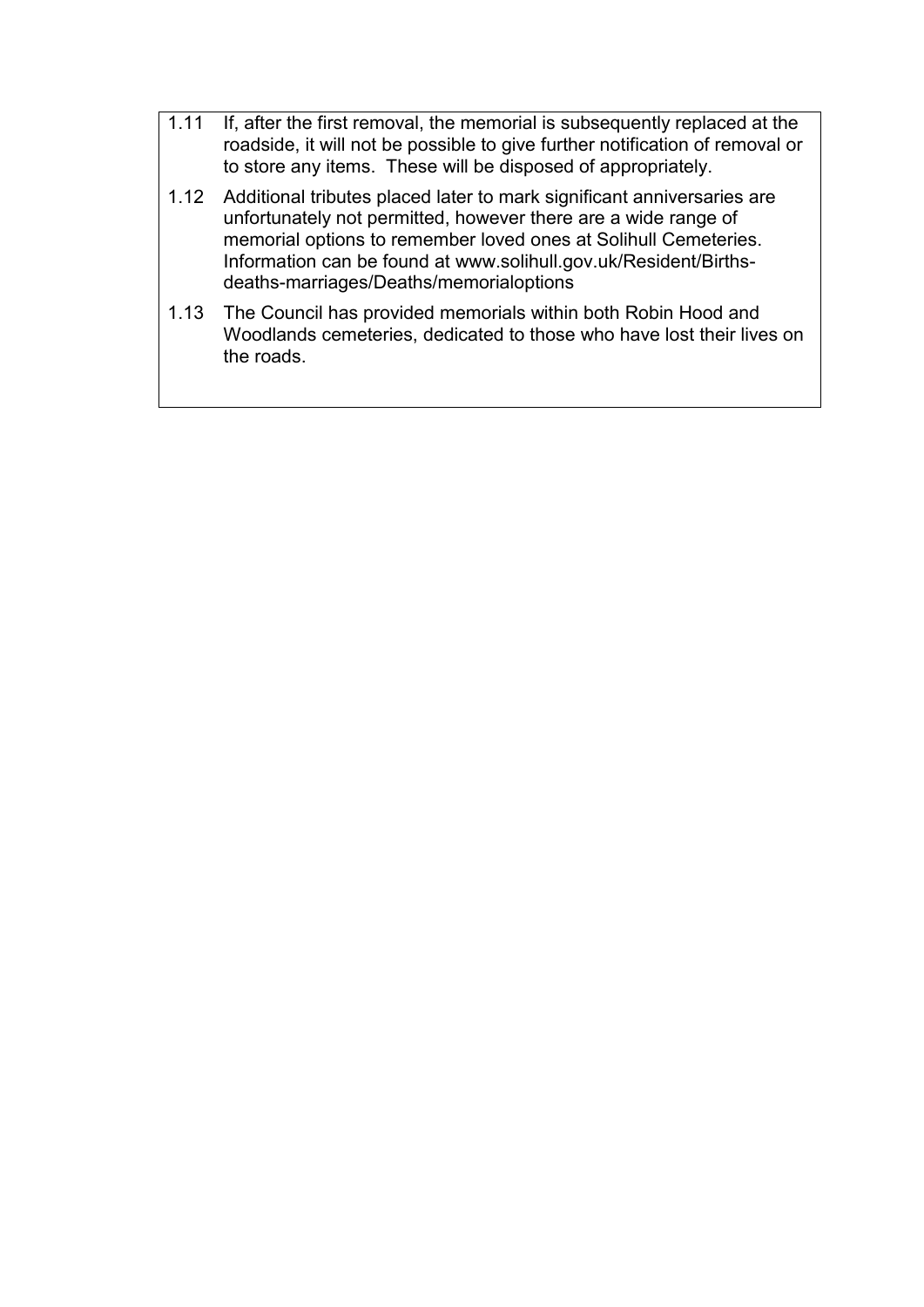1.11 If, after the first removal, the memorial is subsequently replaced at the roadside, it will not be possible to give further notification of removal or to store any items. These will be disposed of appropriately.

1.12 Additional tributes placed later to mark significant anniversaries are unfortunately not permitted, however there are a wide range of memorial options to remember loved ones at Solihull Cemeteries. Information can be found at www.solihull.gov.uk/Resident/Births-deaths-marriages/Deaths/memorialoptions

1.13 The Council has provided memorials within both Robin Hood and Woodlands cemeteries, dedicated to those who have lost their lives on the roads.